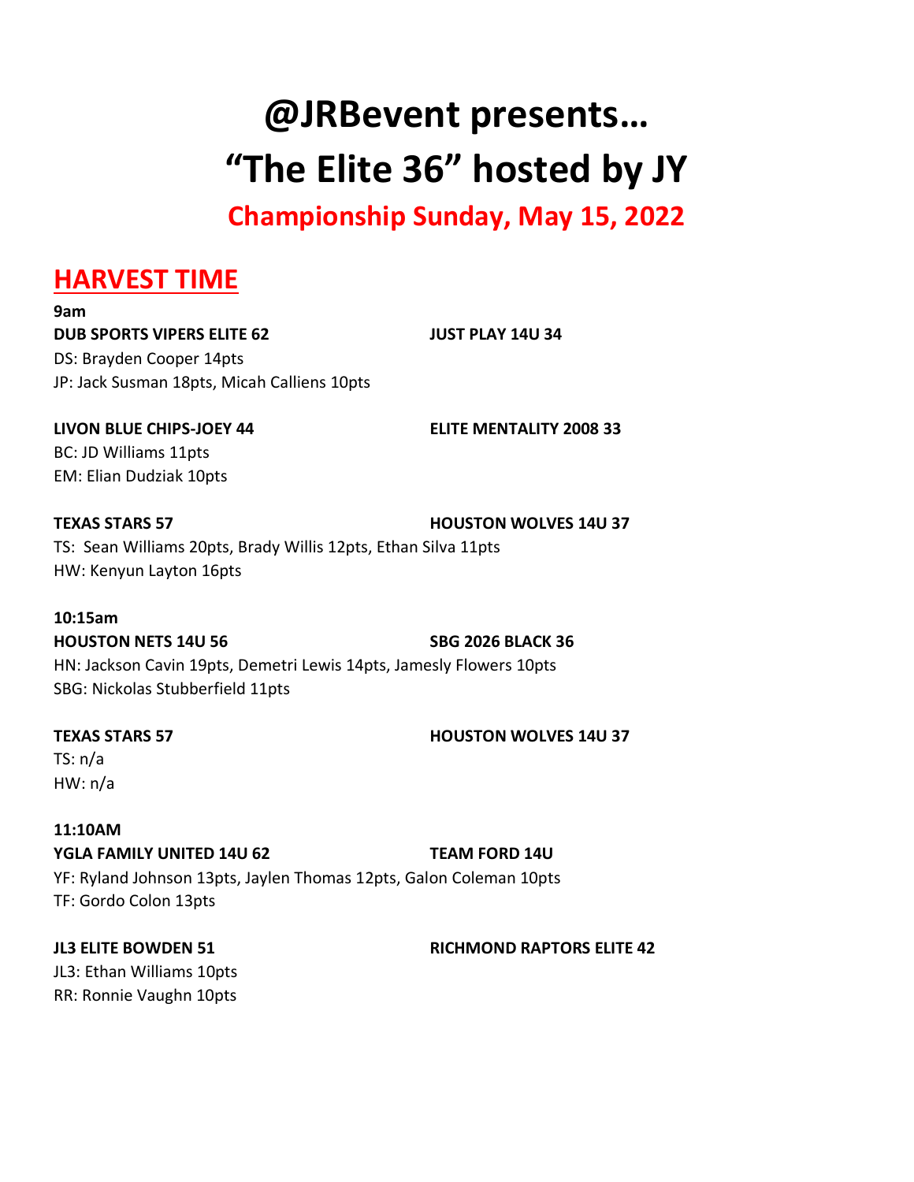# @JRBevent presents… "The Elite 36" hosted by JY

## Championship Sunday, May 15, 2022

## HARVEST TIME

**9am**

**DUB SPORTS VIPERS ELITE 62** **JUST PLAY 14U 34**
DS: Brayden Cooper 14pts
JP: Jack Susman 18pts, Micah Calliens 10pts

**LIVON BLUE CHIPS-JOEY 44** **ELITE MENTALITY 2008 33**
BC: JD Williams 11pts
EM: Elian Dudziak 10pts

**TEXAS STARS 57** **HOUSTON WOLVES 14U 37**
TS: Sean Williams 20pts, Brady Willis 12pts, Ethan Silva 11pts
HW: Kenyun Layton 16pts

**10:15am**

**HOUSTON NETS 14U 56** **SBG 2026 BLACK 36**
HN: Jackson Cavin 19pts, Demetri Lewis 14pts, Jamesly Flowers 10pts
SBG: Nickolas Stubberfield 11pts

**TEXAS STARS 57** **HOUSTON WOLVES 14U 37**
TS: n/a
HW: n/a

**11:10AM**

**YGLA FAMILY UNITED 14U 62** **TEAM FORD 14U**
YF: Ryland Johnson 13pts, Jaylen Thomas 12pts, Galon Coleman 10pts
TF: Gordo Colon 13pts

**JL3 ELITE BOWDEN 51** **RICHMOND RAPTORS ELITE 42**
JL3: Ethan Williams 10pts
RR: Ronnie Vaughn 10pts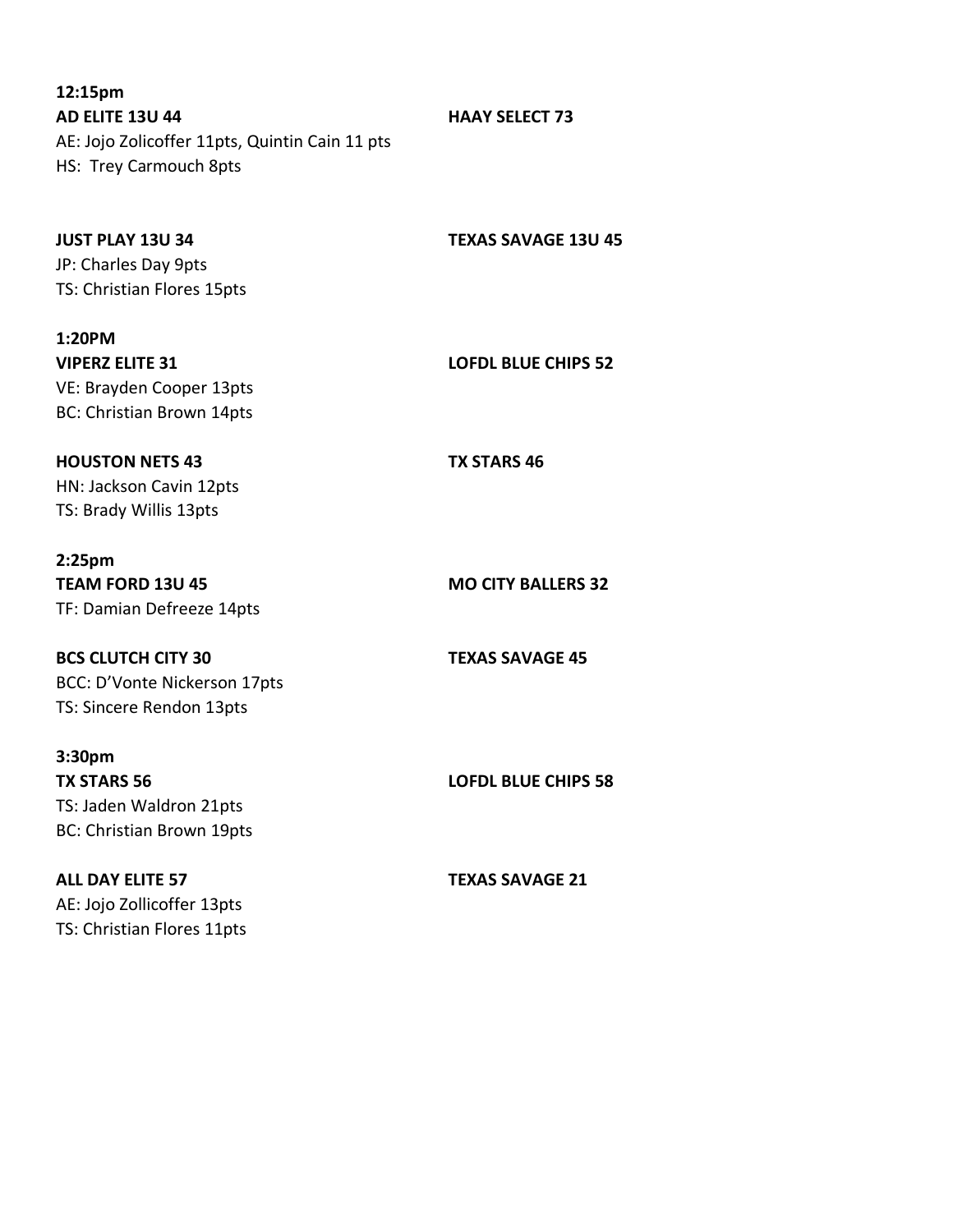**12:15pm**

**AD ELITE 13U 44** **HAAY SELECT 73**

AE: Jojo Zolicoffer 11pts, Quintin Cain 11 pts

HS: Trey Carmouch 8pts

**JUST PLAY 13U 34** **TEXAS SAVAGE 13U 45**

JP: Charles Day 9pts

TS: Christian Flores 15pts

**1:20PM**

**VIPERZ ELITE 31** **LOFDL BLUE CHIPS 52**

VE: Brayden Cooper 13pts

BC: Christian Brown 14pts

**HOUSTON NETS 43** **TX STARS 46**

HN: Jackson Cavin 12pts

TS: Brady Willis 13pts

**2:25pm**

**TEAM FORD 13U 45** **MO CITY BALLERS 32**

TF: Damian Defreeze 14pts

**BCS CLUTCH CITY 30** **TEXAS SAVAGE 45**

BCC: D'Vonte Nickerson 17pts

TS: Sincere Rendon 13pts

**3:30pm**

**TX STARS 56** **LOFDL BLUE CHIPS 58**

TS: Jaden Waldron 21pts

BC: Christian Brown 19pts

**ALL DAY ELITE 57** **TEXAS SAVAGE 21**

AE: Jojo Zollicoffer 13pts

TS: Christian Flores 11pts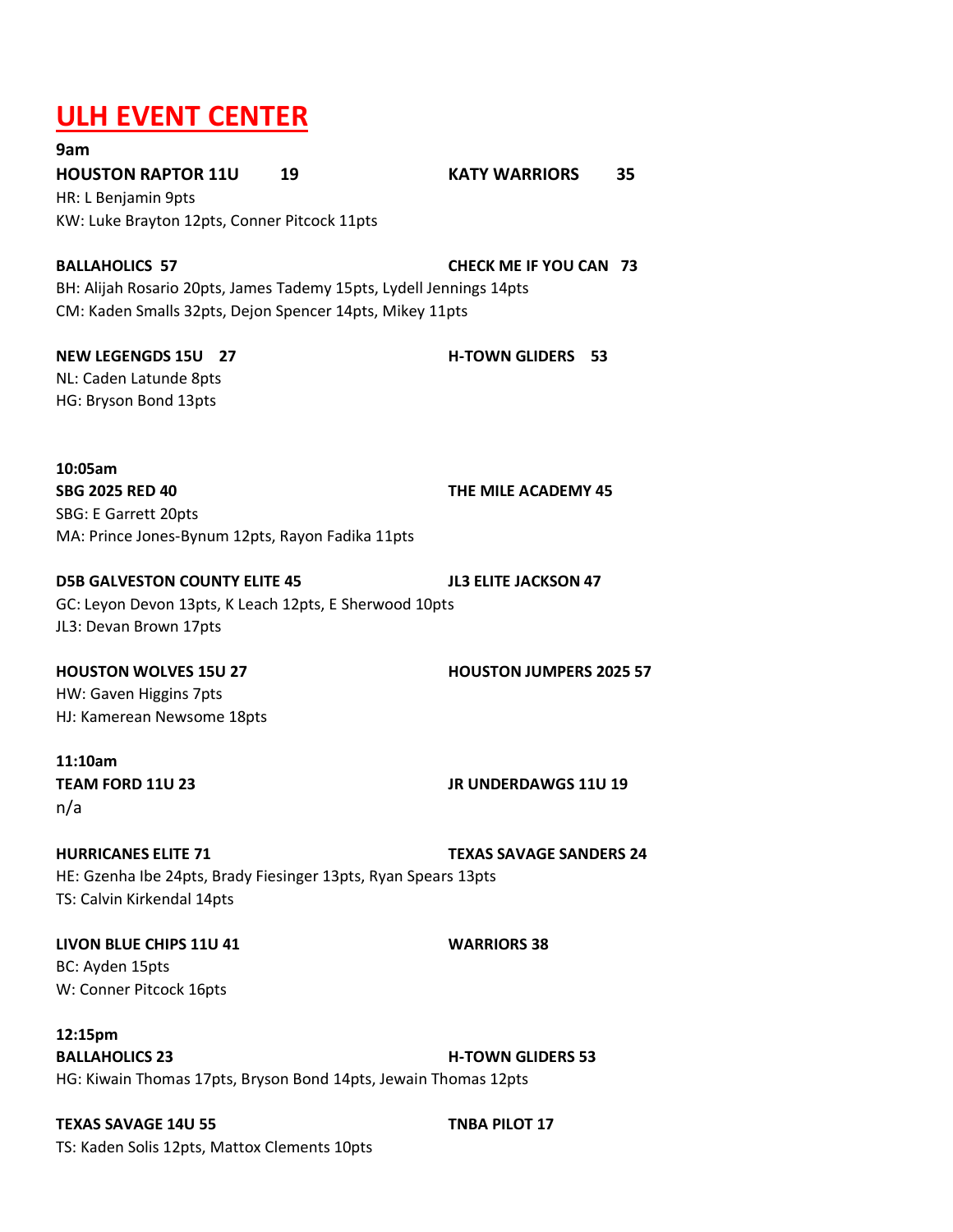# ULH EVENT CENTER

**9am**

**HOUSTON RAPTOR 11U 19 — KATY WARRIORS 35**

HR: L Benjamin 9pts
KW: Luke Brayton 12pts, Conner Pitcock 11pts

**BALLAHOLICS 57 — CHECK ME IF YOU CAN 73**

BH: Alijah Rosario 20pts, James Tademy 15pts, Lydell Jennings 14pts
CM: Kaden Smalls 32pts, Dejon Spencer 14pts, Mikey 11pts

**NEW LEGENGDS 15U 27 — H-TOWN GLIDERS 53**

NL: Caden Latunde 8pts
HG: Bryson Bond 13pts

**10:05am**

**SBG 2025 RED 40 — THE MILE ACADEMY 45**

SBG: E Garrett 20pts
MA: Prince Jones-Bynum 12pts, Rayon Fadika 11pts

**D5B GALVESTON COUNTY ELITE 45 — JL3 ELITE JACKSON 47**

GC: Leyon Devon 13pts, K Leach 12pts, E Sherwood 10pts
JL3: Devan Brown 17pts

**HOUSTON WOLVES 15U 27 — HOUSTON JUMPERS 2025 57**

HW: Gaven Higgins 7pts
HJ: Kamerean Newsome 18pts

**11:10am**

**TEAM FORD 11U 23 — JR UNDERDAWGS 11U 19**

n/a

**HURRICANES ELITE 71 — TEXAS SAVAGE SANDERS 24**

HE: Gzenha Ibe 24pts, Brady Fiesinger 13pts, Ryan Spears 13pts
TS: Calvin Kirkendal 14pts

**LIVON BLUE CHIPS 11U 41 — WARRIORS 38**

BC: Ayden 15pts
W: Conner Pitcock 16pts

**12:15pm**

**BALLAHOLICS 23 — H-TOWN GLIDERS 53**

HG: Kiwain Thomas 17pts, Bryson Bond 14pts, Jewain Thomas 12pts

**TEXAS SAVAGE 14U 55 — TNBA PILOT 17**

TS: Kaden Solis 12pts, Mattox Clements 10pts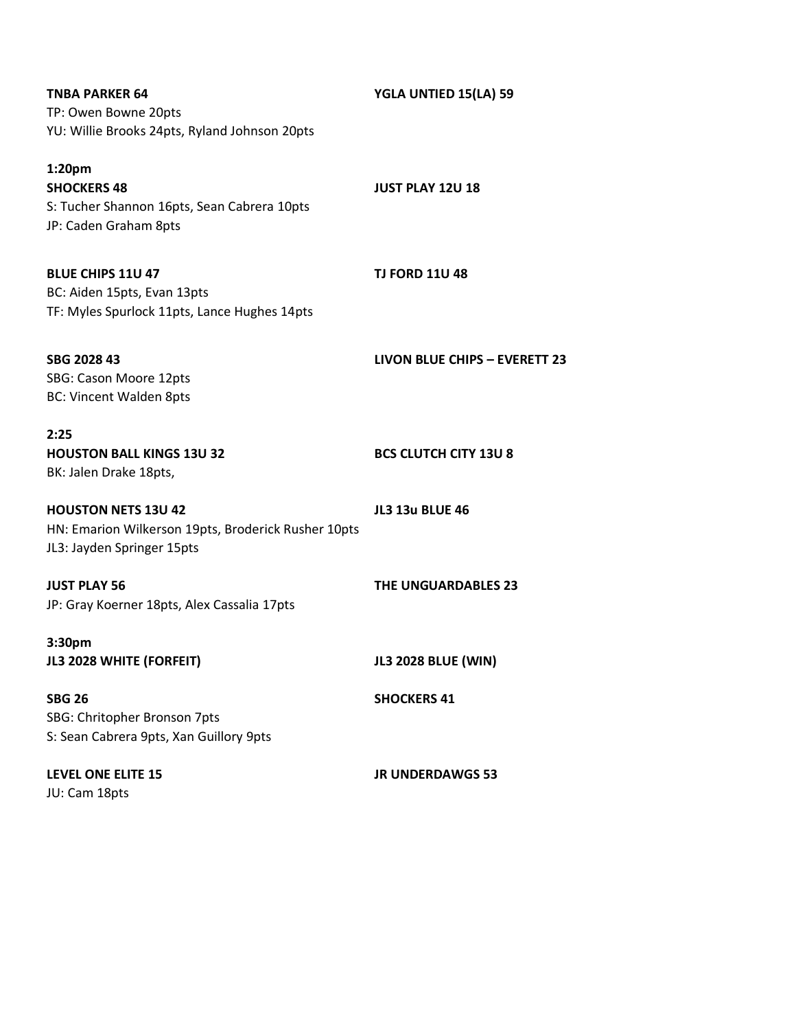**TNBA PARKER 64** **YGLA UNTIED 15(LA) 59**
TP: Owen Bowne 20pts
YU: Willie Brooks 24pts, Ryland Johnson 20pts

**1:20pm**
**SHOCKERS 48** **JUST PLAY 12U 18**
S: Tucher Shannon 16pts, Sean Cabrera 10pts
JP: Caden Graham 8pts

**BLUE CHIPS 11U 47** **TJ FORD 11U 48**
BC: Aiden 15pts, Evan 13pts
TF: Myles Spurlock 11pts, Lance Hughes 14pts

**SBG 2028 43** **LIVON BLUE CHIPS – EVERETT 23**
SBG: Cason Moore 12pts
BC: Vincent Walden 8pts

**2:25**
**HOUSTON BALL KINGS 13U 32** **BCS CLUTCH CITY 13U 8**
BK: Jalen Drake 18pts,

**HOUSTON NETS 13U 42** **JL3 13u BLUE 46**
HN: Emarion Wilkerson 19pts, Broderick Rusher 10pts
JL3: Jayden Springer 15pts

**JUST PLAY 56** **THE UNGUARDABLES 23**
JP: Gray Koerner 18pts, Alex Cassalia 17pts

**3:30pm**
**JL3 2028 WHITE (FORFEIT)** **JL3 2028 BLUE (WIN)**

**SBG 26** **SHOCKERS 41**
SBG: Chritopher Bronson 7pts
S: Sean Cabrera 9pts, Xan Guillory 9pts

**LEVEL ONE ELITE 15** **JR UNDERDAWGS 53**
JU: Cam 18pts